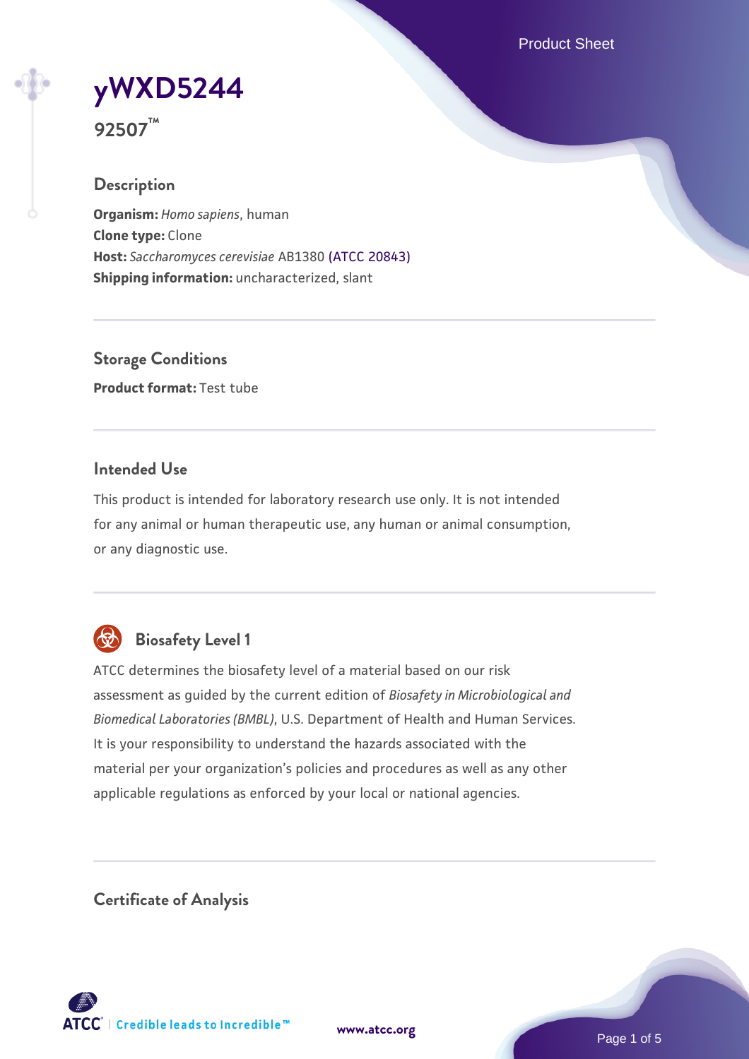# yWXD5244

**92507™**

## Description

**Organism:** *Homo sapiens*, human
**Clone type:** Clone
**Host:** *Saccharomyces cerevisiae* AB1380 (ATCC 20843)
**Shipping information:** uncharacterized, slant

## Storage Conditions

**Product format:** Test tube

## Intended Use

This product is intended for laboratory research use only. It is not intended for any animal or human therapeutic use, any human or animal consumption, or any diagnostic use.

## Biosafety Level 1

ATCC determines the biosafety level of a material based on our risk assessment as guided by the current edition of *Biosafety in Microbiological and Biomedical Laboratories (BMBL)*, U.S. Department of Health and Human Services. It is your responsibility to understand the hazards associated with the material per your organization's policies and procedures as well as any other applicable regulations as enforced by your local or national agencies.

## Certificate of Analysis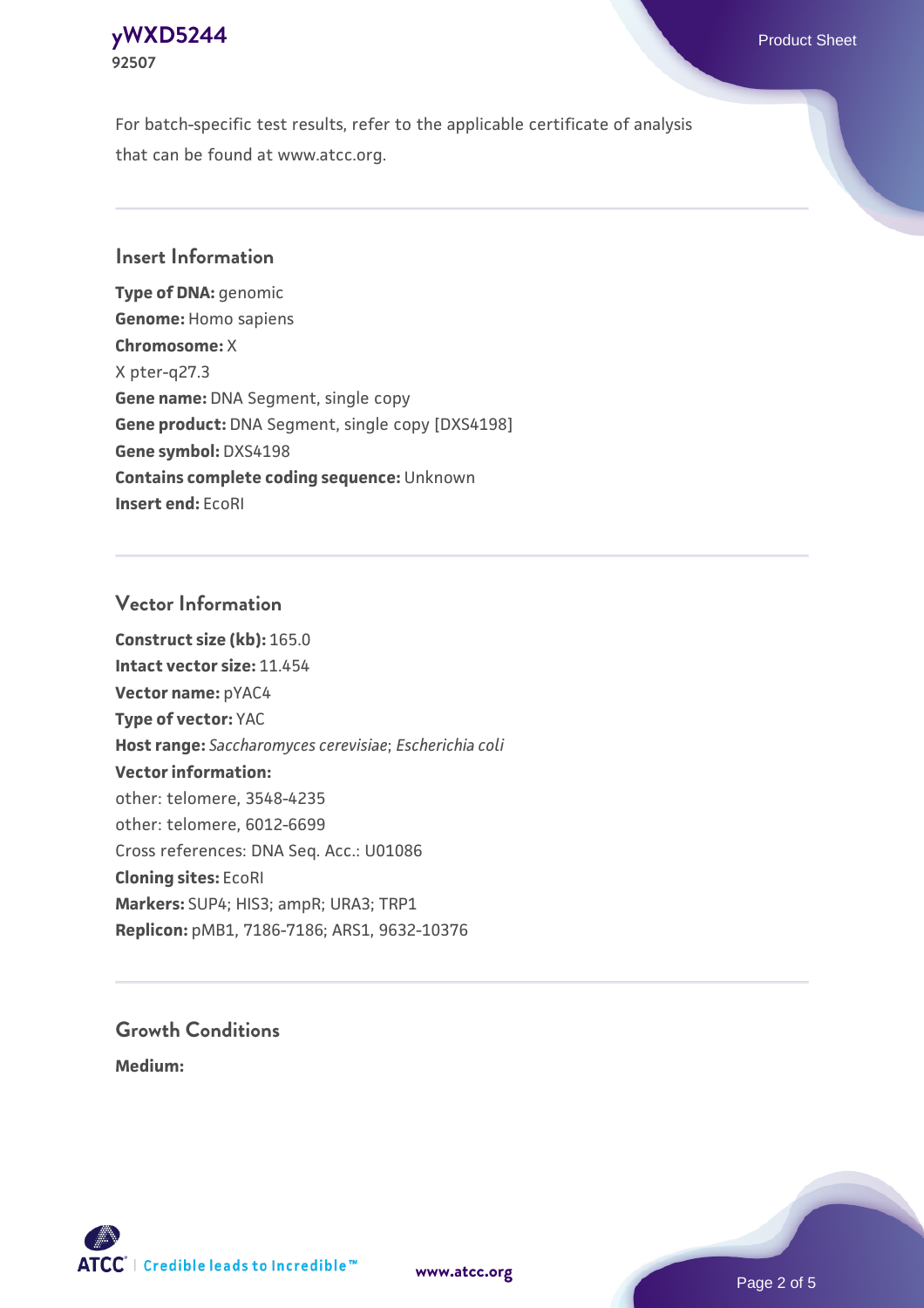For batch-specific test results, refer to the applicable certificate of analysis that can be found at www.atcc.org.

## Insert Information

**Type of DNA:** genomic
**Genome:** Homo sapiens
**Chromosome:** X
X pter-q27.3
**Gene name:** DNA Segment, single copy
**Gene product:** DNA Segment, single copy [DXS4198]
**Gene symbol:** DXS4198
**Contains complete coding sequence:** Unknown
**Insert end:** EcoRI

## Vector Information

**Construct size (kb):** 165.0
**Intact vector size:** 11.454
**Vector name:** pYAC4
**Type of vector:** YAC
**Host range:** *Saccharomyces cerevisiae*; *Escherichia coli*
**Vector information:**
other: telomere, 3548-4235
other: telomere, 6012-6699
Cross references: DNA Seq. Acc.: U01086
**Cloning sites:** EcoRI
**Markers:** SUP4; HIS3; ampR; URA3; TRP1
**Replicon:** pMB1, 7186-7186; ARS1, 9632-10376

## Growth Conditions

**Medium:**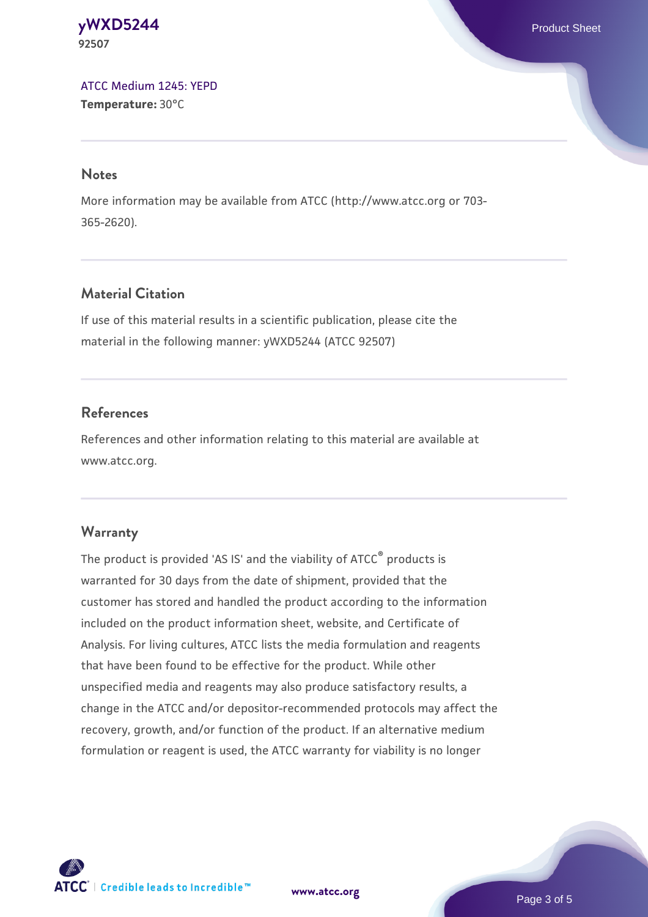ATCC Medium 1245: YEPD
**Temperature:** 30°C

## Notes

More information may be available from ATCC (http://www.atcc.org or 703-365-2620).

## Material Citation

If use of this material results in a scientific publication, please cite the material in the following manner: yWXD5244 (ATCC 92507)

## References

References and other information relating to this material are available at www.atcc.org.

## Warranty

The product is provided 'AS IS' and the viability of ATCC® products is warranted for 30 days from the date of shipment, provided that the customer has stored and handled the product according to the information included on the product information sheet, website, and Certificate of Analysis. For living cultures, ATCC lists the media formulation and reagents that have been found to be effective for the product. While other unspecified media and reagents may also produce satisfactory results, a change in the ATCC and/or depositor-recommended protocols may affect the recovery, growth, and/or function of the product. If an alternative medium formulation or reagent is used, the ATCC warranty for viability is no longer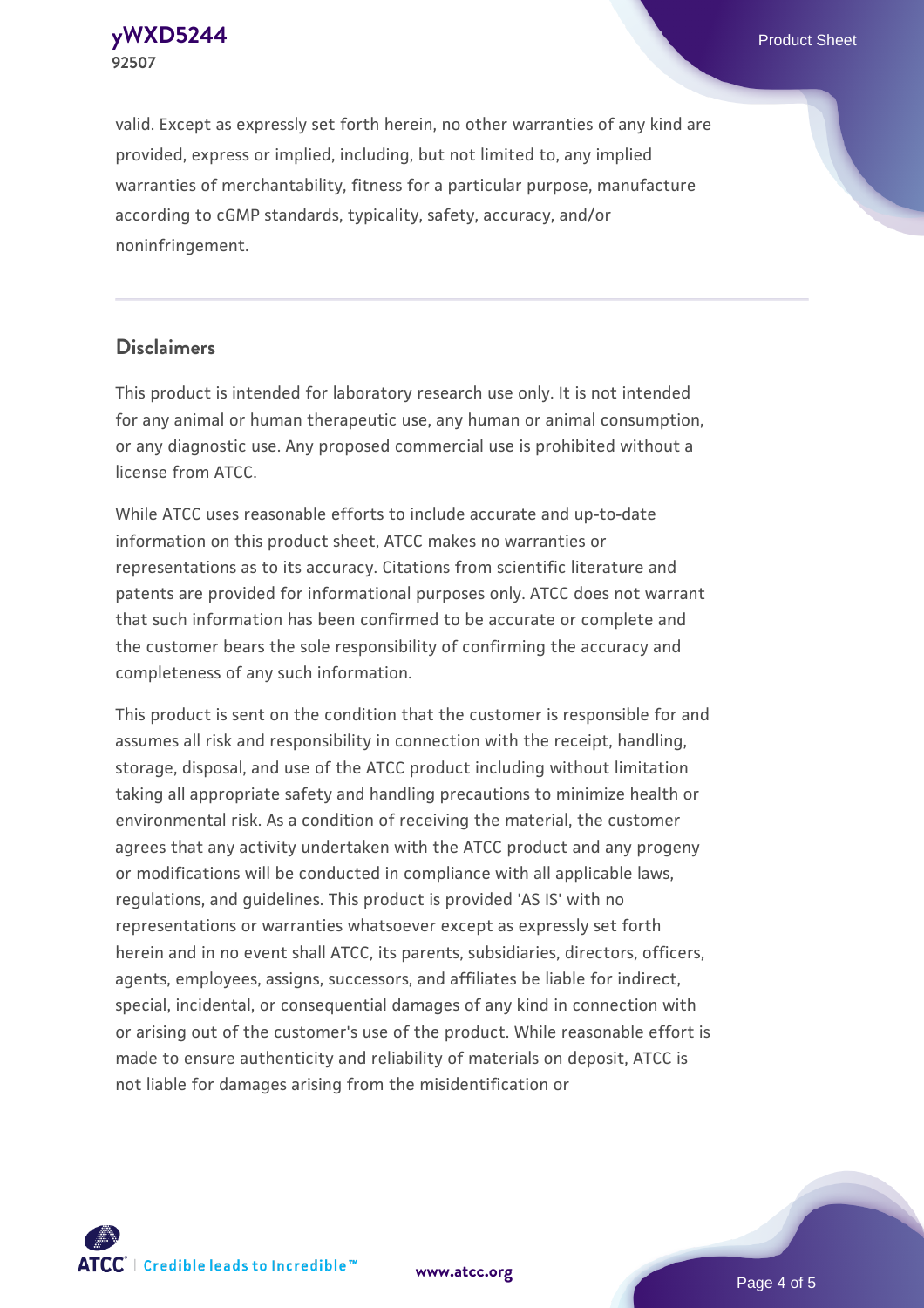valid. Except as expressly set forth herein, no other warranties of any kind are provided, express or implied, including, but not limited to, any implied warranties of merchantability, fitness for a particular purpose, manufacture according to cGMP standards, typicality, safety, accuracy, and/or noninfringement.

## Disclaimers

This product is intended for laboratory research use only. It is not intended for any animal or human therapeutic use, any human or animal consumption, or any diagnostic use. Any proposed commercial use is prohibited without a license from ATCC.

While ATCC uses reasonable efforts to include accurate and up-to-date information on this product sheet, ATCC makes no warranties or representations as to its accuracy. Citations from scientific literature and patents are provided for informational purposes only. ATCC does not warrant that such information has been confirmed to be accurate or complete and the customer bears the sole responsibility of confirming the accuracy and completeness of any such information.

This product is sent on the condition that the customer is responsible for and assumes all risk and responsibility in connection with the receipt, handling, storage, disposal, and use of the ATCC product including without limitation taking all appropriate safety and handling precautions to minimize health or environmental risk. As a condition of receiving the material, the customer agrees that any activity undertaken with the ATCC product and any progeny or modifications will be conducted in compliance with all applicable laws, regulations, and guidelines. This product is provided 'AS IS' with no representations or warranties whatsoever except as expressly set forth herein and in no event shall ATCC, its parents, subsidiaries, directors, officers, agents, employees, assigns, successors, and affiliates be liable for indirect, special, incidental, or consequential damages of any kind in connection with or arising out of the customer's use of the product. While reasonable effort is made to ensure authenticity and reliability of materials on deposit, ATCC is not liable for damages arising from the misidentification or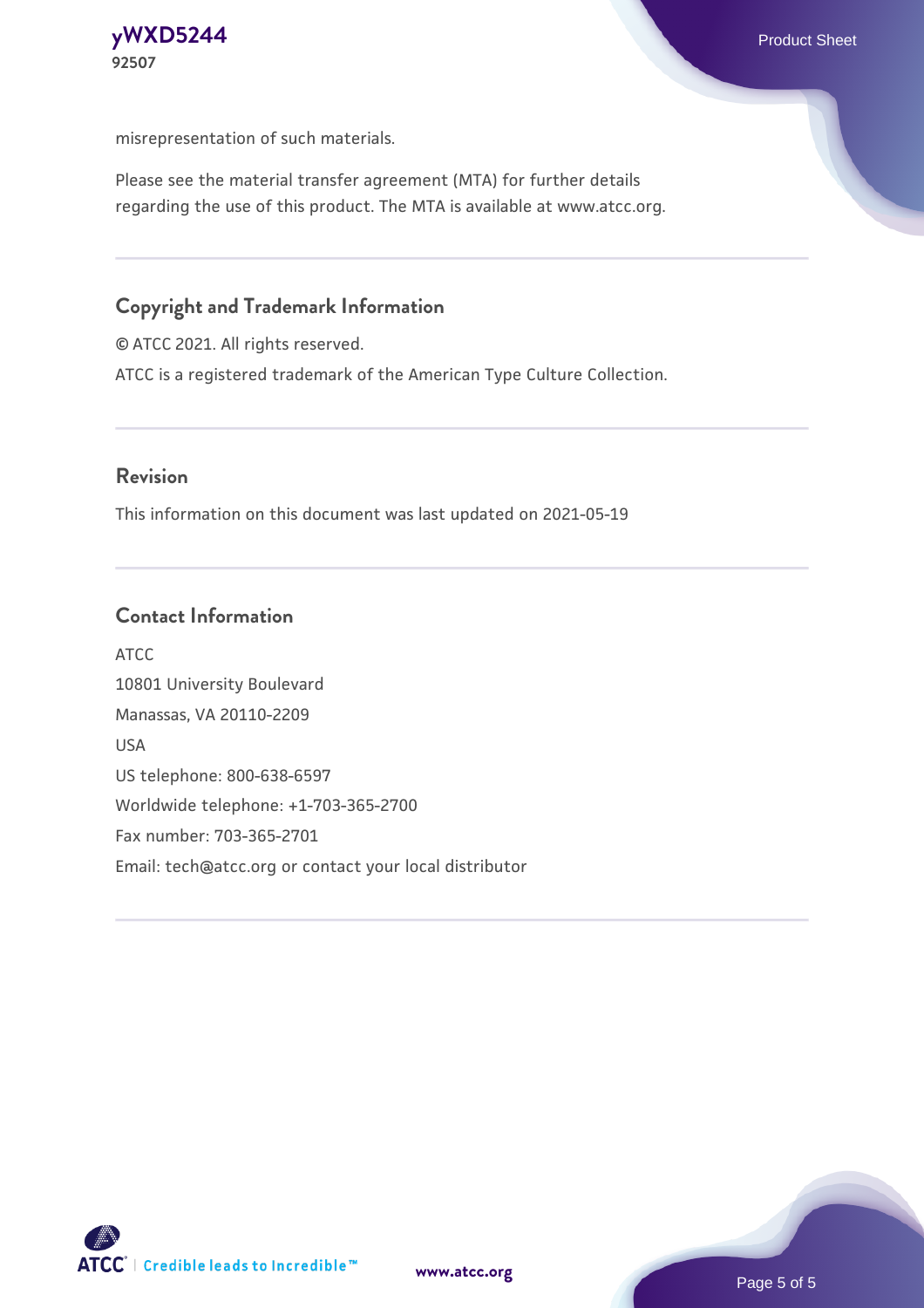misrepresentation of such materials.

Please see the material transfer agreement (MTA) for further details regarding the use of this product. The MTA is available at www.atcc.org.

## Copyright and Trademark Information

© ATCC 2021. All rights reserved.

ATCC is a registered trademark of the American Type Culture Collection.

## Revision

This information on this document was last updated on 2021-05-19

## Contact Information

ATCC
10801 University Boulevard
Manassas, VA 20110-2209
USA
US telephone: 800-638-6597
Worldwide telephone: +1-703-365-2700
Fax number: 703-365-2701
Email: tech@atcc.org or contact your local distributor